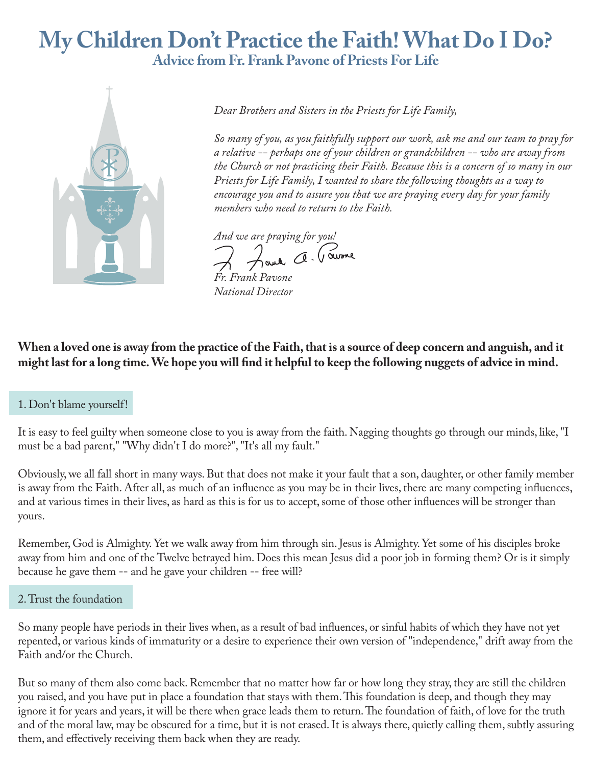# My Children Don't Practice the Faith! What Do I Do?

## Advice from Fr. Frank Pavone of Priests For Life

*Dear Brothers and Sisters in the Priests for Life Family,*

*So many of you, as you faithfully support our work, ask me and our team to pray for a relative -- perhaps one of your children or grandchildren -- who are away from the Church or not practicing their Faith. Because this is a concern of so many in our Priests for Life Family, I wanted to share the following thoughts as a way to encourage you and to assure you that we are praying every day for your family members who need to return to the Faith.*

*And we are praying for you!*

*Fr. Frank Pavone*
*National Director*

**When a loved one is away from the practice of the Faith, that is a source of deep concern and anguish, and it might last for a long time. We hope you will find it helpful to keep the following nuggets of advice in mind.**

### 1. Don't blame yourself!

It is easy to feel guilty when someone close to you is away from the faith. Nagging thoughts go through our minds, like, "I must be a bad parent," "Why didn't I do more?", "It's all my fault."

Obviously, we all fall short in many ways. But that does not make it your fault that a son, daughter, or other family member is away from the Faith. After all, as much of an influence as you may be in their lives, there are many competing influences, and at various times in their lives, as hard as this is for us to accept, some of those other influences will be stronger than yours.

Remember, God is Almighty. Yet we walk away from him through sin. Jesus is Almighty. Yet some of his disciples broke away from him and one of the Twelve betrayed him. Does this mean Jesus did a poor job in forming them? Or is it simply because he gave them -- and he gave your children -- free will?

### 2. Trust the foundation

So many people have periods in their lives when, as a result of bad influences, or sinful habits of which they have not yet repented, or various kinds of immaturity or a desire to experience their own version of "independence," drift away from the Faith and/or the Church.

But so many of them also come back. Remember that no matter how far or how long they stray, they are still the children you raised, and you have put in place a foundation that stays with them. This foundation is deep, and though they may ignore it for years and years, it will be there when grace leads them to return. The foundation of faith, of love for the truth and of the moral law, may be obscured for a time, but it is not erased. It is always there, quietly calling them, subtly assuring them, and effectively receiving them back when they are ready.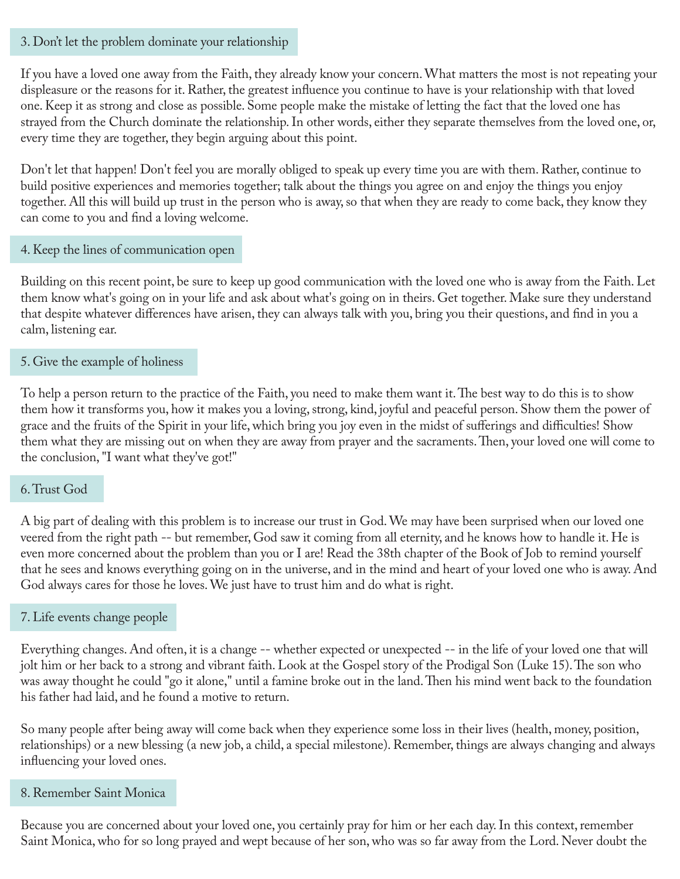## 3. Don't let the problem dominate your relationship

If you have a loved one away from the Faith, they already know your concern. What matters the most is not repeating your displeasure or the reasons for it. Rather, the greatest influence you continue to have is your relationship with that loved one. Keep it as strong and close as possible. Some people make the mistake of letting the fact that the loved one has strayed from the Church dominate the relationship. In other words, either they separate themselves from the loved one, or, every time they are together, they begin arguing about this point.

Don't let that happen! Don't feel you are morally obliged to speak up every time you are with them. Rather, continue to build positive experiences and memories together; talk about the things you agree on and enjoy the things you enjoy together. All this will build up trust in the person who is away, so that when they are ready to come back, they know they can come to you and find a loving welcome.

## 4. Keep the lines of communication open

Building on this recent point, be sure to keep up good communication with the loved one who is away from the Faith. Let them know what's going on in your life and ask about what's going on in theirs. Get together. Make sure they understand that despite whatever differences have arisen, they can always talk with you, bring you their questions, and find in you a calm, listening ear.

## 5. Give the example of holiness

To help a person return to the practice of the Faith, you need to make them want it. The best way to do this is to show them how it transforms you, how it makes you a loving, strong, kind, joyful and peaceful person. Show them the power of grace and the fruits of the Spirit in your life, which bring you joy even in the midst of sufferings and difficulties! Show them what they are missing out on when they are away from prayer and the sacraments. Then, your loved one will come to the conclusion, "I want what they've got!"

## 6. Trust God

A big part of dealing with this problem is to increase our trust in God. We may have been surprised when our loved one veered from the right path -- but remember, God saw it coming from all eternity, and he knows how to handle it. He is even more concerned about the problem than you or I are! Read the 38th chapter of the Book of Job to remind yourself that he sees and knows everything going on in the universe, and in the mind and heart of your loved one who is away. And God always cares for those he loves. We just have to trust him and do what is right.

## 7. Life events change people

Everything changes. And often, it is a change -- whether expected or unexpected -- in the life of your loved one that will jolt him or her back to a strong and vibrant faith. Look at the Gospel story of the Prodigal Son (Luke 15). The son who was away thought he could "go it alone," until a famine broke out in the land. Then his mind went back to the foundation his father had laid, and he found a motive to return.

So many people after being away will come back when they experience some loss in their lives (health, money, position, relationships) or a new blessing (a new job, a child, a special milestone). Remember, things are always changing and always influencing your loved ones.

## 8. Remember Saint Monica

Because you are concerned about your loved one, you certainly pray for him or her each day. In this context, remember Saint Monica, who for so long prayed and wept because of her son, who was so far away from the Lord. Never doubt the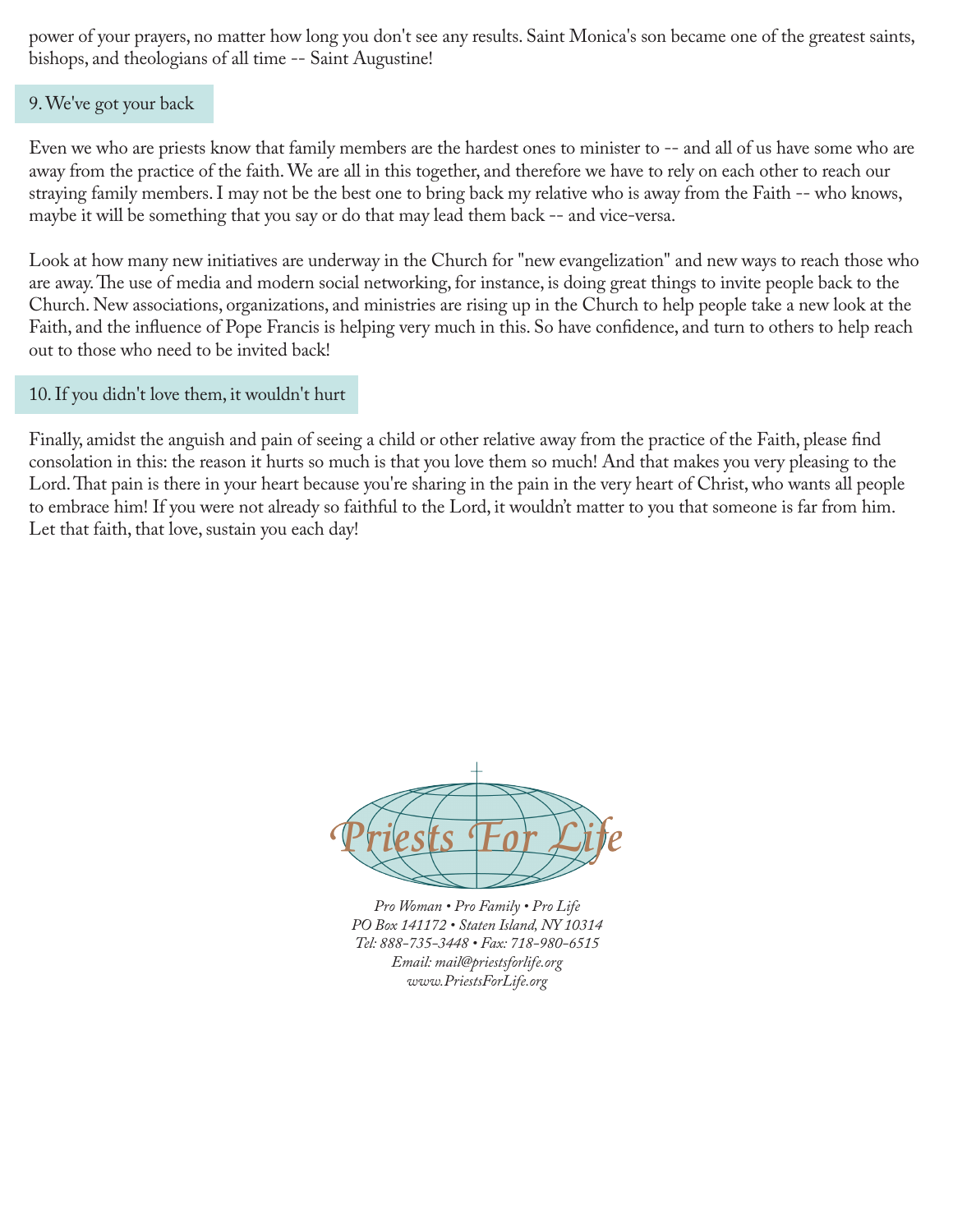power of your prayers, no matter how long you don't see any results. Saint Monica's son became one of the greatest saints, bishops, and theologians of all time -- Saint Augustine!

## 9. We've got your back

Even we who are priests know that family members are the hardest ones to minister to -- and all of us have some who are away from the practice of the faith. We are all in this together, and therefore we have to rely on each other to reach our straying family members. I may not be the best one to bring back my relative who is away from the Faith -- who knows, maybe it will be something that you say or do that may lead them back -- and vice-versa.

Look at how many new initiatives are underway in the Church for "new evangelization" and new ways to reach those who are away. The use of media and modern social networking, for instance, is doing great things to invite people back to the Church. New associations, organizations, and ministries are rising up in the Church to help people take a new look at the Faith, and the influence of Pope Francis is helping very much in this. So have confidence, and turn to others to help reach out to those who need to be invited back!

## 10. If you didn't love them, it wouldn't hurt

Finally, amidst the anguish and pain of seeing a child or other relative away from the practice of the Faith, please find consolation in this: the reason it hurts so much is that you love them so much! And that makes you very pleasing to the Lord. That pain is there in your heart because you're sharing in the pain in the very heart of Christ, who wants all people to embrace him! If you were not already so faithful to the Lord, it wouldn't matter to you that someone is far from him. Let that faith, that love, sustain you each day!

Priests For Life

*Pro Woman • Pro Family • Pro Life*
*PO Box 141172 • Staten Island, NY 10314*
*Tel: 888-735-3448 • Fax: 718-980-6515*
*Email: mail@priestsforlife.org*
*www.PriestsForLife.org*